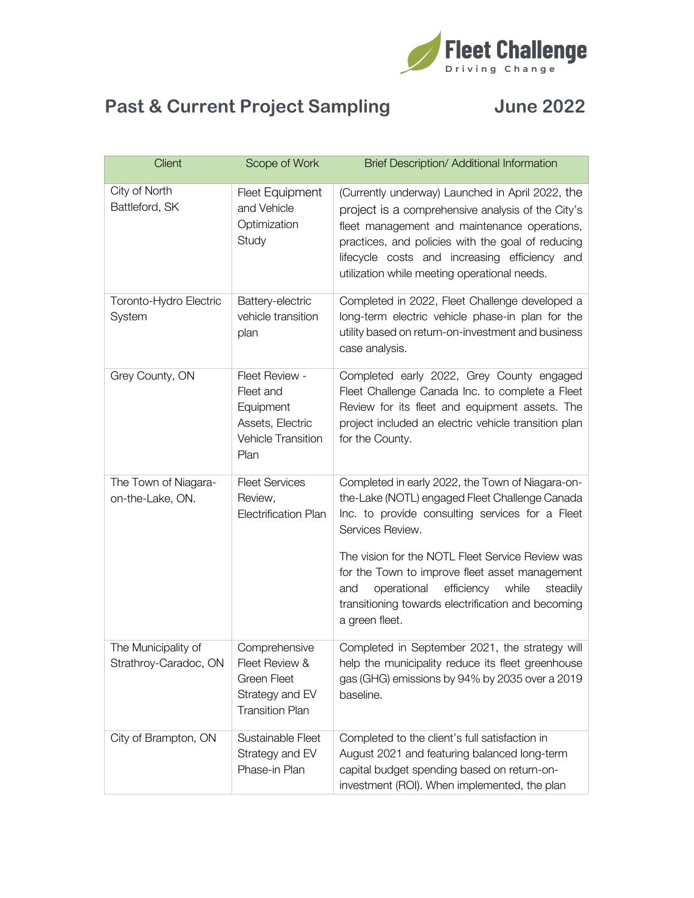Fleet Challenge
Driving Change

# Past & Current Project Sampling June 2022

| Client | Scope of Work | Brief Description/ Additional Information |
| --- | --- | --- |
| City of North Battleford, SK | Fleet Equipment and Vehicle Optimization Study | (Currently underway) Launched in April 2022, the project is a comprehensive analysis of the City's fleet management and maintenance operations, practices, and policies with the goal of reducing lifecycle costs and increasing efficiency and utilization while meeting operational needs. |
| Toronto-Hydro Electric System | Battery-electric vehicle transition plan | Completed in 2022, Fleet Challenge developed a long-term electric vehicle phase-in plan for the utility based on return-on-investment and business case analysis. |
| Grey County, ON | Fleet Review - Fleet and Equipment Assets, Electric Vehicle Transition Plan | Completed early 2022, Grey County engaged Fleet Challenge Canada Inc. to complete a Fleet Review for its fleet and equipment assets. The project included an electric vehicle transition plan for the County. |
| The Town of Niagara-on-the-Lake, ON. | Fleet Services Review, Electrification Plan | Completed in early 2022, the Town of Niagara-on-the-Lake (NOTL) engaged Fleet Challenge Canada Inc. to provide consulting services for a Fleet Services Review.<br><br>The vision for the NOTL Fleet Service Review was for the Town to improve fleet asset management and operational efficiency while steadily transitioning towards electrification and becoming a green fleet. |
| The Municipality of Strathroy-Caradoc, ON | Comprehensive Fleet Review & Green Fleet Strategy and EV Transition Plan | Completed in September 2021, the strategy will help the municipality reduce its fleet greenhouse gas (GHG) emissions by 94% by 2035 over a 2019 baseline. |
| City of Brampton, ON | Sustainable Fleet Strategy and EV Phase-in Plan | Completed to the client's full satisfaction in August 2021 and featuring balanced long-term capital budget spending based on return-on-investment (ROI). When implemented, the plan |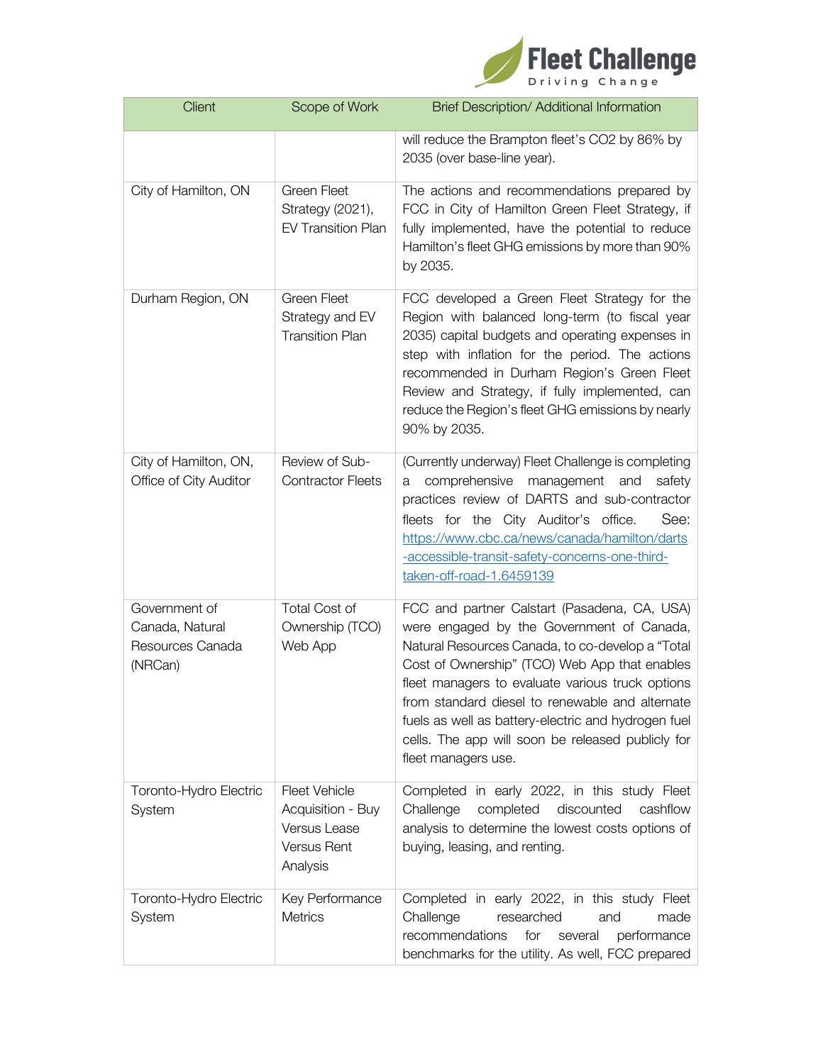| Client | Scope of Work | Brief Description/ Additional Information |
|---|---|---|
| | | will reduce the Brampton fleet's $CO_2$ by 86% by 2035 (over base-line year). |
| City of Hamilton, ON | Green Fleet Strategy (2021), EV Transition Plan | The actions and recommendations prepared by FCC in City of Hamilton Green Fleet Strategy, if fully implemented, have the potential to reduce Hamilton's fleet GHG emissions by more than 90% by 2035. |
| Durham Region, ON | Green Fleet Strategy and EV Transition Plan | FCC developed a Green Fleet Strategy for the Region with balanced long-term (to fiscal year 2035) capital budgets and operating expenses in step with inflation for the period. The actions recommended in Durham Region's Green Fleet Review and Strategy, if fully implemented, can reduce the Region's fleet GHG emissions by nearly 90% by 2035. |
| City of Hamilton, ON, Office of City Auditor | Review of Sub-Contractor Fleets | (Currently underway) Fleet Challenge is completing a comprehensive management and safety practices review of DARTS and sub-contractor fleets for the City Auditor's office. See: https://www.cbc.ca/news/canada/hamilton/darts-accessible-transit-safety-concerns-one-third-taken-off-road-1.6459139 |
| Government of Canada, Natural Resources Canada (NRCan) | Total Cost of Ownership (TCO) Web App | FCC and partner Calstart (Pasadena, CA, USA) were engaged by the Government of Canada, Natural Resources Canada, to co-develop a "Total Cost of Ownership" (TCO) Web App that enables fleet managers to evaluate various truck options from standard diesel to renewable and alternate fuels as well as battery-electric and hydrogen fuel cells. The app will soon be released publicly for fleet managers use. |
| Toronto-Hydro Electric System | Fleet Vehicle Acquisition - Buy Versus Lease Versus Rent Analysis | Completed in early 2022, in this study Fleet Challenge completed discounted cashflow analysis to determine the lowest costs options of buying, leasing, and renting. |
| Toronto-Hydro Electric System | Key Performance Metrics | Completed in early 2022, in this study Fleet Challenge researched and made recommendations for several performance benchmarks for the utility. As well, FCC prepared |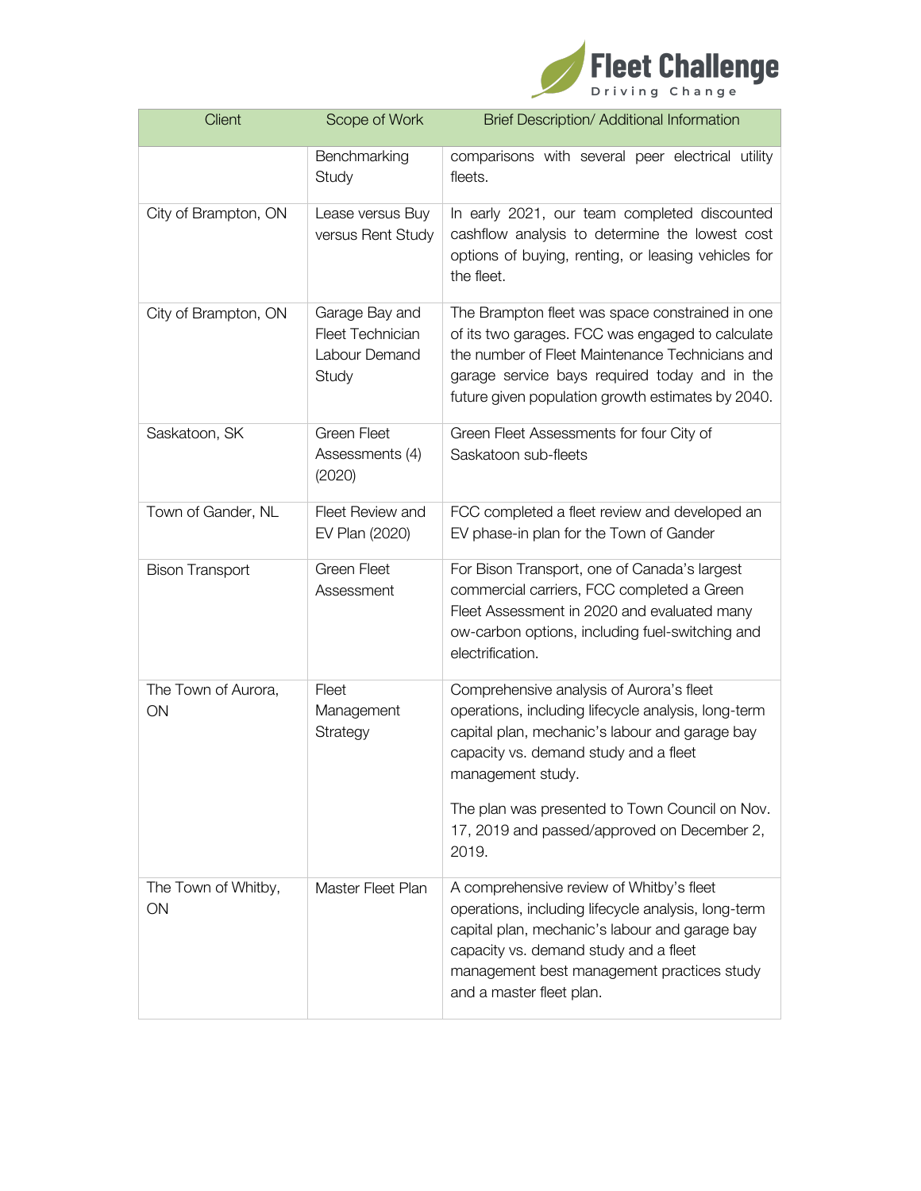| Client | Scope of Work | Brief Description/ Additional Information |
|---|---|---|
| | Benchmarking Study | comparisons with several peer electrical utility fleets. |
| City of Brampton, ON | Lease versus Buy versus Rent Study | In early 2021, our team completed discounted cashflow analysis to determine the lowest cost options of buying, renting, or leasing vehicles for the fleet. |
| City of Brampton, ON | Garage Bay and Fleet Technician Labour Demand Study | The Brampton fleet was space constrained in one of its two garages. FCC was engaged to calculate the number of Fleet Maintenance Technicians and garage service bays required today and in the future given population growth estimates by 2040. |
| Saskatoon, SK | Green Fleet Assessments (4) (2020) | Green Fleet Assessments for four City of Saskatoon sub-fleets |
| Town of Gander, NL | Fleet Review and EV Plan (2020) | FCC completed a fleet review and developed an EV phase-in plan for the Town of Gander |
| Bison Transport | Green Fleet Assessment | For Bison Transport, one of Canada's largest commercial carriers, FCC completed a Green Fleet Assessment in 2020 and evaluated many ow-carbon options, including fuel-switching and electrification. |
| The Town of Aurora, ON | Fleet Management Strategy | Comprehensive analysis of Aurora's fleet operations, including lifecycle analysis, long-term capital plan, mechanic's labour and garage bay capacity vs. demand study and a fleet management study.<br><br>The plan was presented to Town Council on Nov. 17, 2019 and passed/approved on December 2, 2019. |
| The Town of Whitby, ON | Master Fleet Plan | A comprehensive review of Whitby's fleet operations, including lifecycle analysis, long-term capital plan, mechanic's labour and garage bay capacity vs. demand study and a fleet management best management practices study and a master fleet plan. |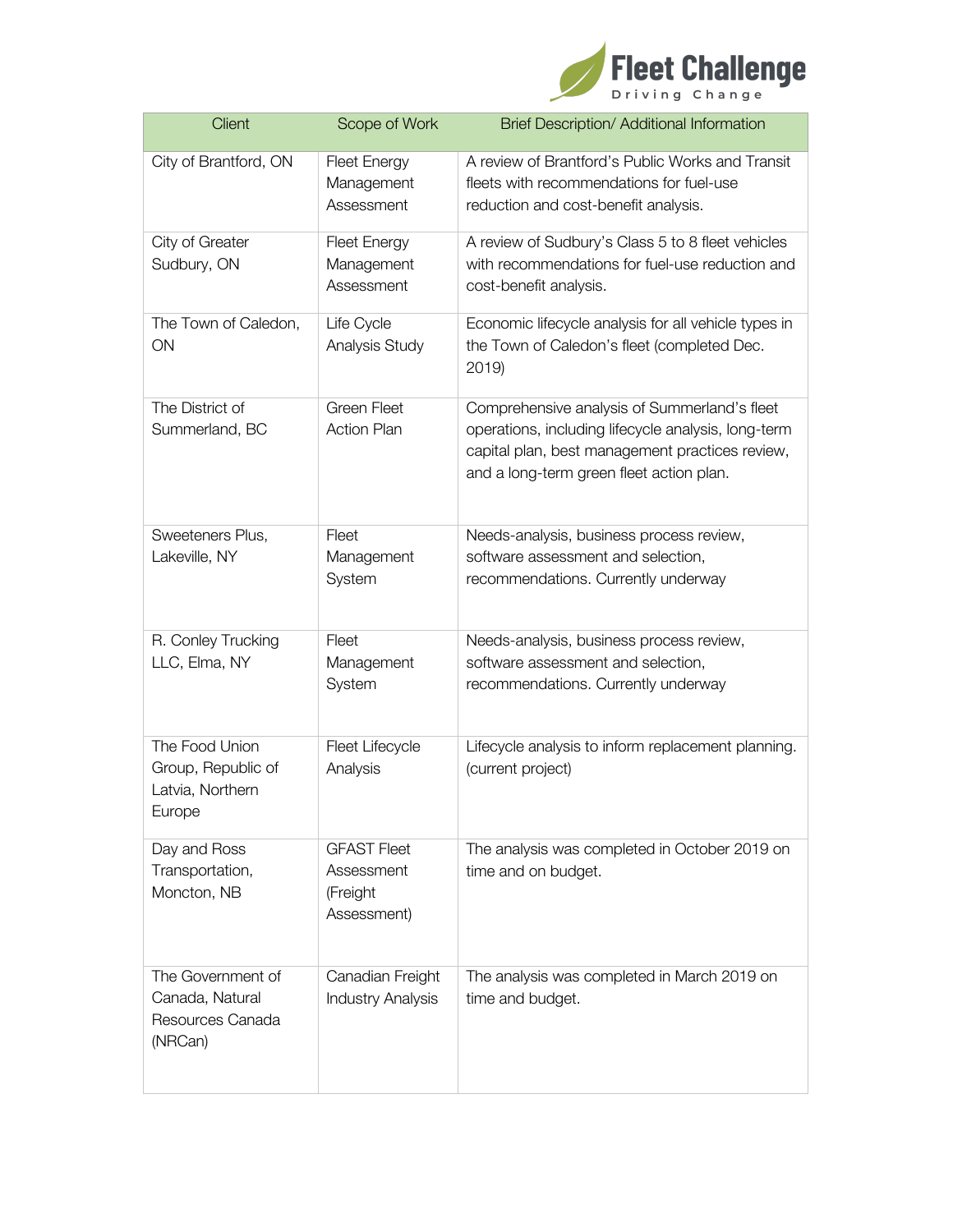| Client | Scope of Work | Brief Description/ Additional Information |
| --- | --- | --- |
| City of Brantford, ON | Fleet Energy Management Assessment | A review of Brantford's Public Works and Transit fleets with recommendations for fuel-use reduction and cost-benefit analysis. |
| City of Greater Sudbury, ON | Fleet Energy Management Assessment | A review of Sudbury's Class 5 to 8 fleet vehicles with recommendations for fuel-use reduction and cost-benefit analysis. |
| The Town of Caledon, ON | Life Cycle Analysis Study | Economic lifecycle analysis for all vehicle types in the Town of Caledon's fleet (completed Dec. 2019) |
| The District of Summerland, BC | Green Fleet Action Plan | Comprehensive analysis of Summerland's fleet operations, including lifecycle analysis, long-term capital plan, best management practices review, and a long-term green fleet action plan. |
| Sweeteners Plus, Lakeville, NY | Fleet Management System | Needs-analysis, business process review, software assessment and selection, recommendations. Currently underway |
| R. Conley Trucking LLC, Elma, NY | Fleet Management System | Needs-analysis, business process review, software assessment and selection, recommendations. Currently underway |
| The Food Union Group, Republic of Latvia, Northern Europe | Fleet Lifecycle Analysis | Lifecycle analysis to inform replacement planning. (current project) |
| Day and Ross Transportation, Moncton, NB | GFAST Fleet Assessment (Freight Assessment) | The analysis was completed in October 2019 on time and on budget. |
| The Government of Canada, Natural Resources Canada (NRCan) | Canadian Freight Industry Analysis | The analysis was completed in March 2019 on time and budget. |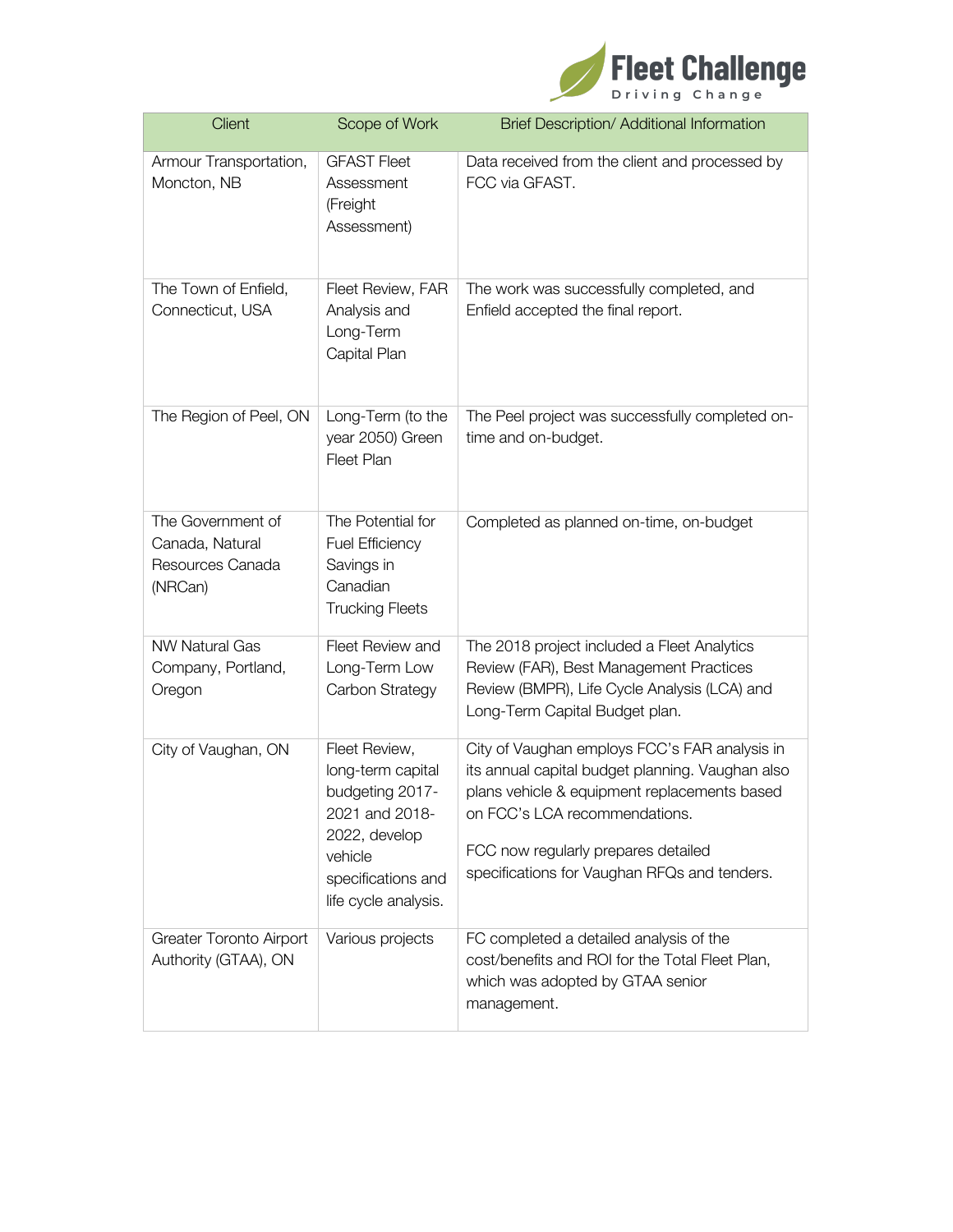| Client | Scope of Work | Brief Description/ Additional Information |
|---|---|---|
| Armour Transportation, Moncton, NB | GFAST Fleet Assessment (Freight Assessment) | Data received from the client and processed by FCC via GFAST. |
| The Town of Enfield, Connecticut, USA | Fleet Review, FAR Analysis and Long-Term Capital Plan | The work was successfully completed, and Enfield accepted the final report. |
| The Region of Peel, ON | Long-Term (to the year 2050) Green Fleet Plan | The Peel project was successfully completed on-time and on-budget. |
| The Government of Canada, Natural Resources Canada (NRCan) | The Potential for Fuel Efficiency Savings in Canadian Trucking Fleets | Completed as planned on-time, on-budget |
| NW Natural Gas Company, Portland, Oregon | Fleet Review and Long-Term Low Carbon Strategy | The 2018 project included a Fleet Analytics Review (FAR), Best Management Practices Review (BMPR), Life Cycle Analysis (LCA) and Long-Term Capital Budget plan. |
| City of Vaughan, ON | Fleet Review, long-term capital budgeting 2017-2021 and 2018-2022, develop vehicle specifications and life cycle analysis. | City of Vaughan employs FCC's FAR analysis in its annual capital budget planning. Vaughan also plans vehicle & equipment replacements based on FCC's LCA recommendations.<br><br>FCC now regularly prepares detailed specifications for Vaughan RFQs and tenders. |
| Greater Toronto Airport Authority (GTAA), ON | Various projects | FC completed a detailed analysis of the cost/benefits and ROI for the Total Fleet Plan, which was adopted by GTAA senior management. |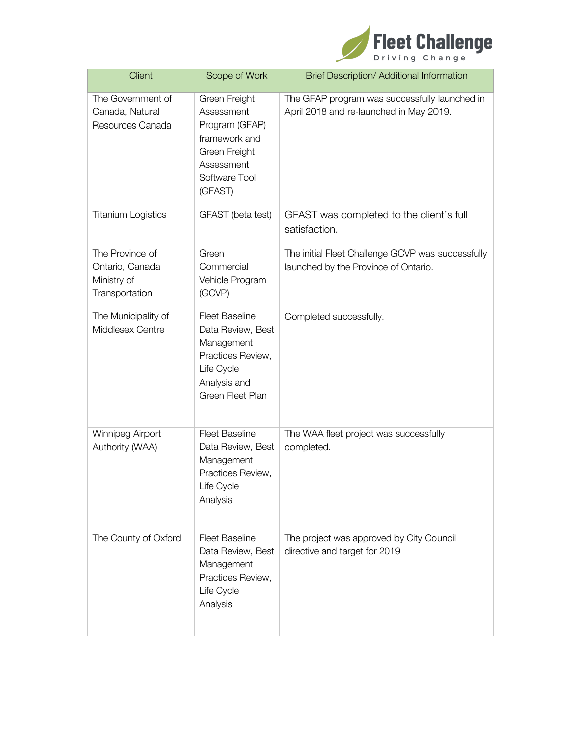| Client | Scope of Work | Brief Description/ Additional Information |
|---|---|---|
| The Government of Canada, Natural Resources Canada | Green Freight Assessment Program (GFAP) framework and Green Freight Assessment Software Tool (GFAST) | The GFAP program was successfully launched in April 2018 and re-launched in May 2019. |
| Titanium Logistics | GFAST (beta test) | GFAST was completed to the client's full satisfaction. |
| The Province of Ontario, Canada Ministry of Transportation | Green Commercial Vehicle Program (GCVP) | The initial Fleet Challenge GCVP was successfully launched by the Province of Ontario. |
| The Municipality of Middlesex Centre | Fleet Baseline Data Review, Best Management Practices Review, Life Cycle Analysis and Green Fleet Plan | Completed successfully. |
| Winnipeg Airport Authority (WAA) | Fleet Baseline Data Review, Best Management Practices Review, Life Cycle Analysis | The WAA fleet project was successfully completed. |
| The County of Oxford | Fleet Baseline Data Review, Best Management Practices Review, Life Cycle Analysis | The project was approved by City Council directive and target for 2019 |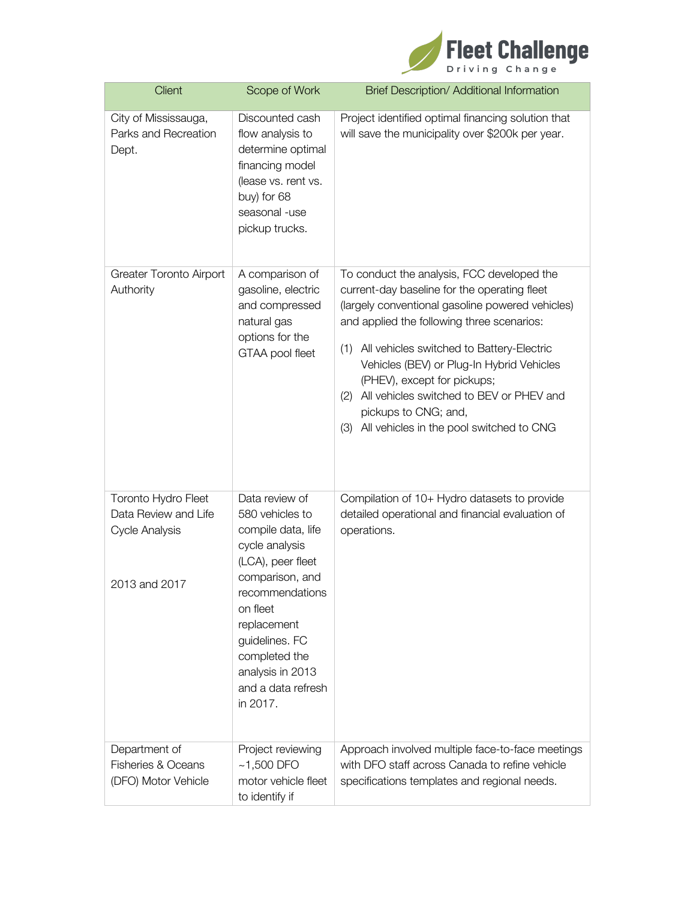| Client | Scope of Work | Brief Description/ Additional Information |
| --- | --- | --- |
| City of Mississauga, Parks and Recreation Dept. | Discounted cash flow analysis to determine optimal financing model (lease vs. rent vs. buy) for 68 seasonal -use pickup trucks. | Project identified optimal financing solution that will save the municipality over $200k per year. |
| Greater Toronto Airport Authority | A comparison of gasoline, electric and compressed natural gas options for the GTAA pool fleet | To conduct the analysis, FCC developed the current-day baseline for the operating fleet (largely conventional gasoline powered vehicles) and applied the following three scenarios:<br>(1) All vehicles switched to Battery-Electric Vehicles (BEV) or Plug-In Hybrid Vehicles (PHEV), except for pickups;<br>(2) All vehicles switched to BEV or PHEV and pickups to CNG; and,<br>(3) All vehicles in the pool switched to CNG |
| Toronto Hydro Fleet Data Review and Life Cycle Analysis<br><br>2013 and 2017 | Data review of 580 vehicles to compile data, life cycle analysis (LCA), peer fleet comparison, and recommendations on fleet replacement guidelines. FC completed the analysis in 2013 and a data refresh in 2017. | Compilation of 10+ Hydro datasets to provide detailed operational and financial evaluation of operations. |
| Department of Fisheries & Oceans (DFO) Motor Vehicle | Project reviewing ~1,500 DFO motor vehicle fleet to identify if | Approach involved multiple face-to-face meetings with DFO staff across Canada to refine vehicle specifications templates and regional needs. |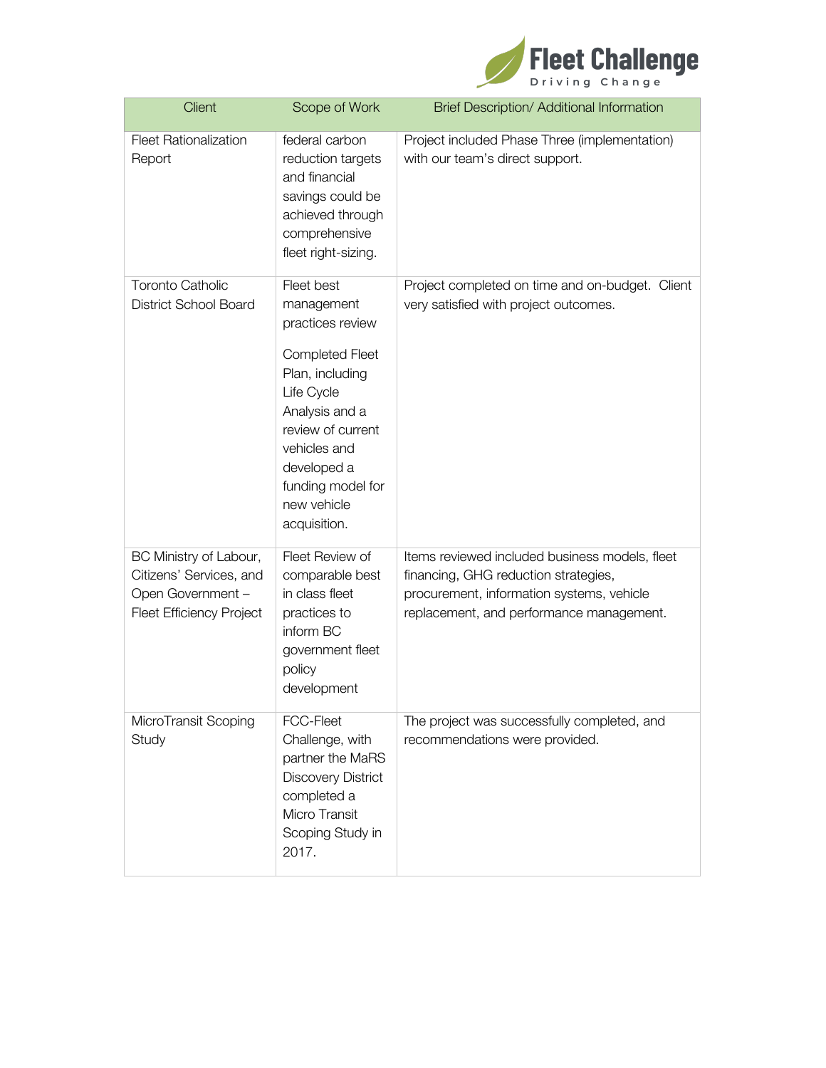| Client | Scope of Work | Brief Description/ Additional Information |
|---|---|---|
| Fleet Rationalization Report | federal carbon reduction targets and financial savings could be achieved through comprehensive fleet right-sizing. | Project included Phase Three (implementation) with our team's direct support. |
| Toronto Catholic District School Board | Fleet best management practices review<br><br>Completed Fleet Plan, including Life Cycle Analysis and a review of current vehicles and developed a funding model for new vehicle acquisition. | Project completed on time and on-budget. Client very satisfied with project outcomes. |
| BC Ministry of Labour, Citizens' Services, and Open Government – Fleet Efficiency Project | Fleet Review of comparable best in class fleet practices to inform BC government fleet policy development | Items reviewed included business models, fleet financing, GHG reduction strategies, procurement, information systems, vehicle replacement, and performance management. |
| MicroTransit Scoping Study | FCC-Fleet Challenge, with partner the MaRS Discovery District completed a Micro Transit Scoping Study in 2017. | The project was successfully completed, and recommendations were provided. |